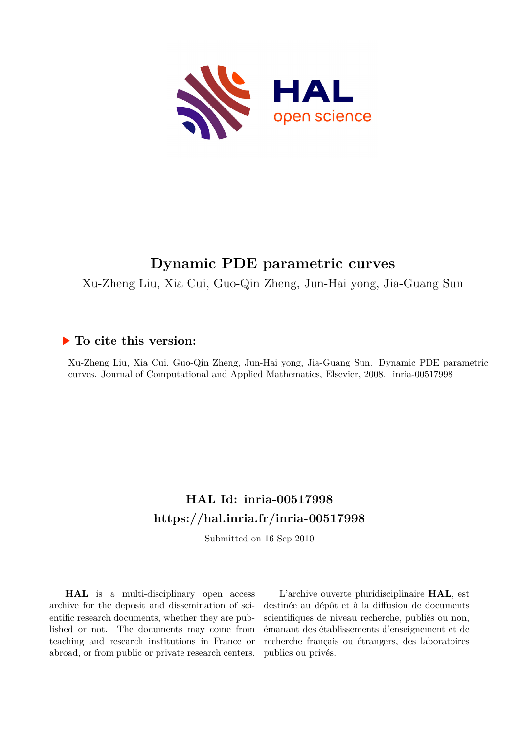# Dynamic PDE parametric curves

Xu-Zheng Liu, Xia Cui, Guo-Qin Zheng, Jun-Hai yong, Jia-Guang Sun

## ▶ To cite this version:

Xu-Zheng Liu, Xia Cui, Guo-Qin Zheng, Jun-Hai yong, Jia-Guang Sun. Dynamic PDE parametric curves. Journal of Computational and Applied Mathematics, Elsevier, 2008. inria-00517998

## HAL Id: inria-00517998
## https://hal.inria.fr/inria-00517998

Submitted on 16 Sep 2010

**HAL** is a multi-disciplinary open access archive for the deposit and dissemination of scientific research documents, whether they are published or not. The documents may come from teaching and research institutions in France or abroad, or from public or private research centers.

L'archive ouverte pluridisciplinaire **HAL**, est destinée au dépôt et à la diffusion de documents scientifiques de niveau recherche, publiés ou non, émanant des établissements d'enseignement et de recherche français ou étrangers, des laboratoires publics ou privés.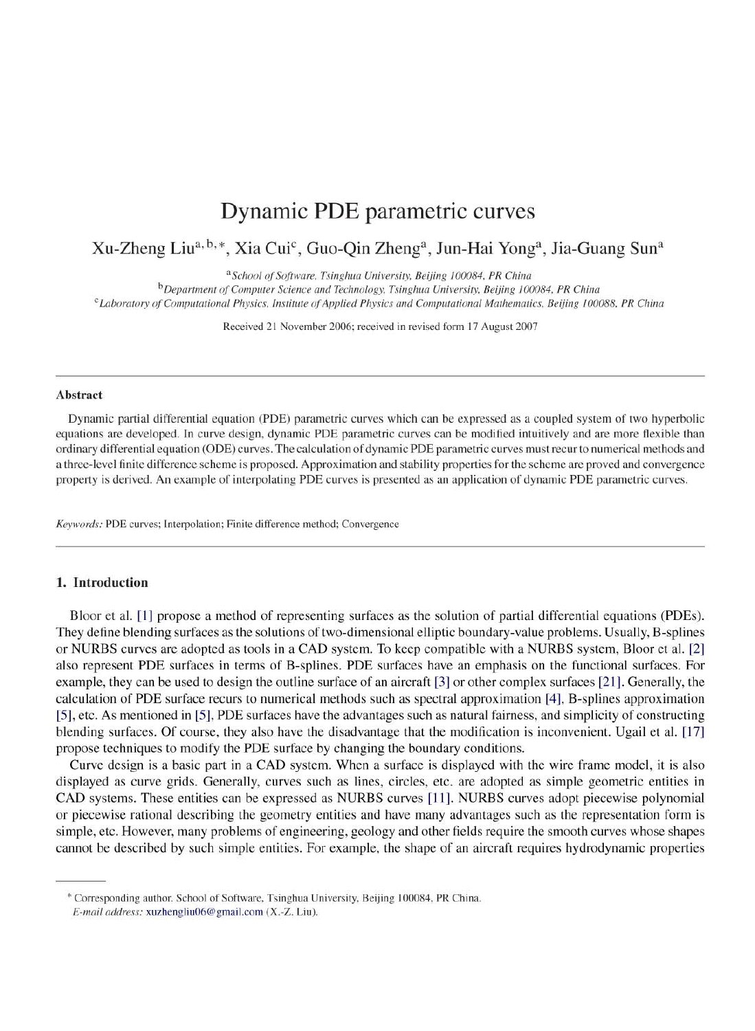# Dynamic PDE parametric curves

Xu-Zheng Liu[a,b,*], Xia Cui[c], Guo-Qin Zheng[a], Jun-Hai Yong[a], Jia-Guang Sun[a]

[a]*School of Software, Tsinghua University, Beijing 100084, PR China*

[b]*Department of Computer Science and Technology, Tsinghua University, Beijing 100084, PR China*

[c]*Laboratory of Computational Physics, Institute of Applied Physics and Computational Mathematics, Beijing 100088, PR China*

Received 21 November 2006; received in revised form 17 August 2007

---

**Abstract**

Dynamic partial differential equation (PDE) parametric curves which can be expressed as a coupled system of two hyperbolic equations are developed. In curve design, dynamic PDE parametric curves can be modified intuitively and are more flexible than ordinary differential equation (ODE) curves. The calculation of dynamic PDE parametric curves must recur to numerical methods and a three-level finite difference scheme is proposed. Approximation and stability properties for the scheme are proved and convergence property is derived. An example of interpolating PDE curves is presented as an application of dynamic PDE parametric curves.

*Keywords:* PDE curves; Interpolation; Finite difference method; Convergence

---

## 1. Introduction

Bloor et al. [1] propose a method of representing surfaces as the solution of partial differential equations (PDEs). They define blending surfaces as the solutions of two-dimensional elliptic boundary-value problems. Usually, B-splines or NURBS curves are adopted as tools in a CAD system. To keep compatible with a NURBS system, Bloor et al. [2] also represent PDE surfaces in terms of B-splines. PDE surfaces have an emphasis on the functional surfaces. For example, they can be used to design the outline surface of an aircraft [3] or other complex surfaces [21]. Generally, the calculation of PDE surface recurs to numerical methods such as spectral approximation [4], B-splines approximation [5], etc. As mentioned in [5], PDE surfaces have the advantages such as natural fairness, and simplicity of constructing blending surfaces. Of course, they also have the disadvantage that the modification is inconvenient. Ugail et al. [17] propose techniques to modify the PDE surface by changing the boundary conditions.

Curve design is a basic part in a CAD system. When a surface is displayed with the wire frame model, it is also displayed as curve grids. Generally, curves such as lines, circles, etc. are adopted as simple geometric entities in CAD systems. These entities can be expressed as NURBS curves [11]. NURBS curves adopt piecewise polynomial or piecewise rational describing the geometry entities and have many advantages such as the representation form is simple, etc. However, many problems of engineering, geology and other fields require the smooth curves whose shapes cannot be described by such simple entities. For example, the shape of an aircraft requires hydrodynamic properties

---

* Corresponding author. School of Software, Tsinghua University, Beijing 100084, PR China.
*E-mail address:* xuzhengliu06@gmail.com (X.-Z. Liu).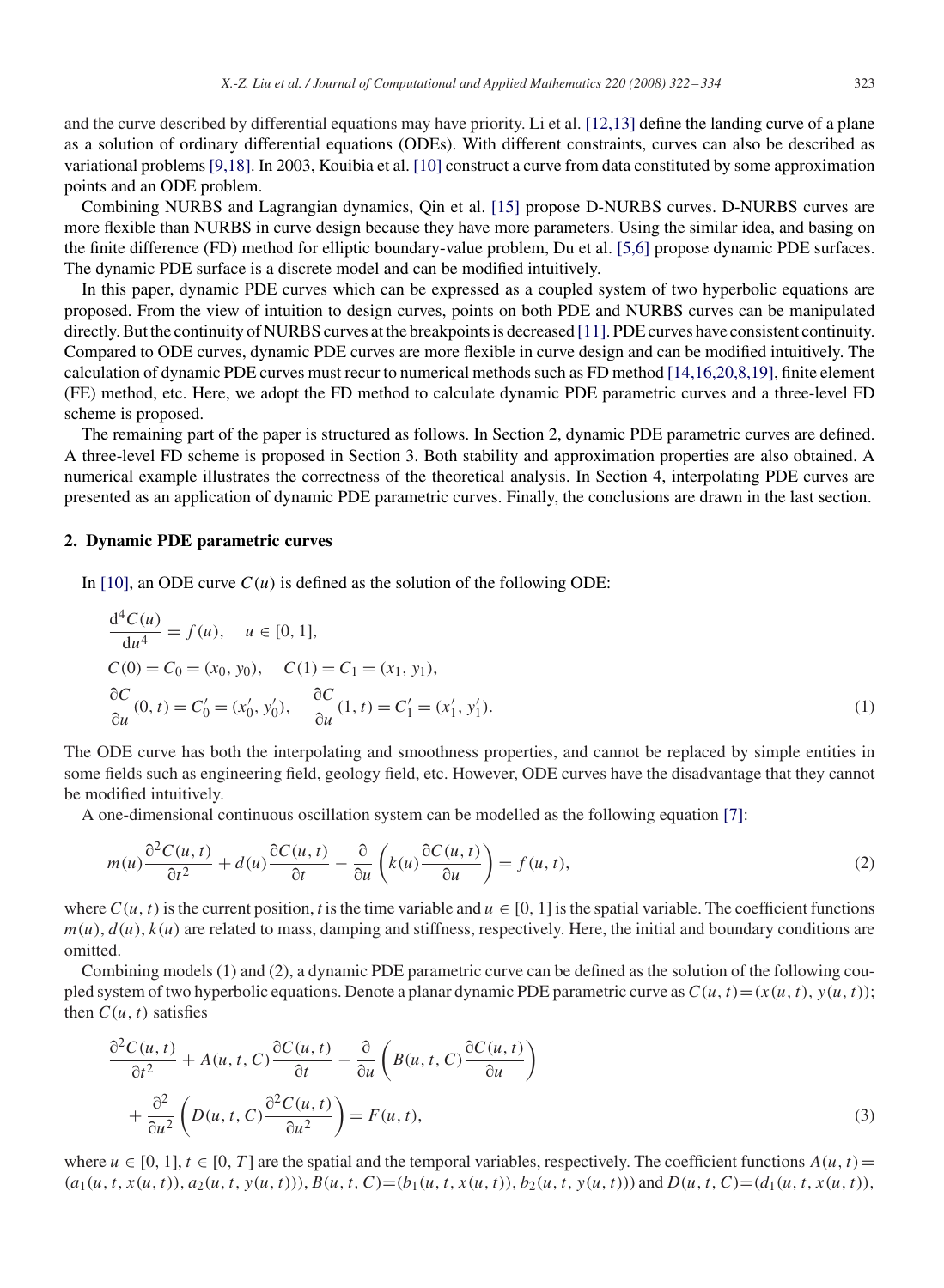and the curve described by differential equations may have priority. Li et al. [12,13] define the landing curve of a plane as a solution of ordinary differential equations (ODEs). With different constraints, curves can also be described as variational problems [9,18]. In 2003, Kouibia et al. [10] construct a curve from data constituted by some approximation points and an ODE problem.

Combining NURBS and Lagrangian dynamics, Qin et al. [15] propose D-NURBS curves. D-NURBS curves are more flexible than NURBS in curve design because they have more parameters. Using the similar idea, and basing on the finite difference (FD) method for elliptic boundary-value problem, Du et al. [5,6] propose dynamic PDE surfaces. The dynamic PDE surface is a discrete model and can be modified intuitively.

In this paper, dynamic PDE curves which can be expressed as a coupled system of two hyperbolic equations are proposed. From the view of intuition to design curves, points on both PDE and NURBS curves can be manipulated directly. But the continuity of NURBS curves at the breakpoints is decreased [11]. PDE curves have consistent continuity. Compared to ODE curves, dynamic PDE curves are more flexible in curve design and can be modified intuitively. The calculation of dynamic PDE curves must recur to numerical methods such as FD method [14,16,20,8,19], finite element (FE) method, etc. Here, we adopt the FD method to calculate dynamic PDE parametric curves and a three-level FD scheme is proposed.

The remaining part of the paper is structured as follows. In Section 2, dynamic PDE parametric curves are defined. A three-level FD scheme is proposed in Section 3. Both stability and approximation properties are also obtained. A numerical example illustrates the correctness of the theoretical analysis. In Section 4, interpolating PDE curves are presented as an application of dynamic PDE parametric curves. Finally, the conclusions are drawn in the last section.

## 2. Dynamic PDE parametric curves

In [10], an ODE curve $C(u)$ is defined as the solution of the following ODE:

$$
\begin{aligned}
&\frac{\mathrm{d}^4 C(u)}{\mathrm{d}u^4} = f(u), \quad u \in [0,1],\\
&C(0) = C_0 = (x_0, y_0), \quad C(1) = C_1 = (x_1, y_1),\\
&\frac{\partial C}{\partial u}(0,t) = C_0' = (x_0', y_0'), \quad \frac{\partial C}{\partial u}(1,t) = C_1' = (x_1', y_1').
\end{aligned}
\tag{1}
$$

The ODE curve has both the interpolating and smoothness properties, and cannot be replaced by simple entities in some fields such as engineering field, geology field, etc. However, ODE curves have the disadvantage that they cannot be modified intuitively.

A one-dimensional continuous oscillation system can be modelled as the following equation [7]:

$$
m(u)\frac{\partial^2 C(u,t)}{\partial t^2} + d(u)\frac{\partial C(u,t)}{\partial t} - \frac{\partial}{\partial u}\left(k(u)\frac{\partial C(u,t)}{\partial u}\right) = f(u,t),
\tag{2}
$$

where $C(u,t)$ is the current position, $t$ is the time variable and $u \in [0,1]$ is the spatial variable. The coefficient functions $m(u)$, $d(u)$, $k(u)$ are related to mass, damping and stiffness, respectively. Here, the initial and boundary conditions are omitted.

Combining models (1) and (2), a dynamic PDE parametric curve can be defined as the solution of the following coupled system of two hyperbolic equations. Denote a planar dynamic PDE parametric curve as $C(u,t) = (x(u,t), y(u,t))$; then $C(u,t)$ satisfies

$$
\begin{aligned}
&\frac{\partial^2 C(u,t)}{\partial t^2} + A(u,t,C)\frac{\partial C(u,t)}{\partial t} - \frac{\partial}{\partial u}\left(B(u,t,C)\frac{\partial C(u,t)}{\partial u}\right)\\
&\quad + \frac{\partial^2}{\partial u^2}\left(D(u,t,C)\frac{\partial^2 C(u,t)}{\partial u^2}\right) = F(u,t),
\end{aligned}
\tag{3}
$$

where $u \in [0,1]$, $t \in [0,T]$ are the spatial and the temporal variables, respectively. The coefficient functions $A(u,t) = (a_1(u,t,x(u,t)), a_2(u,t,y(u,t)))$, $B(u,t,C) = (b_1(u,t,x(u,t)), b_2(u,t,y(u,t)))$ and $D(u,t,C) = (d_1(u,t,x(u,t)),$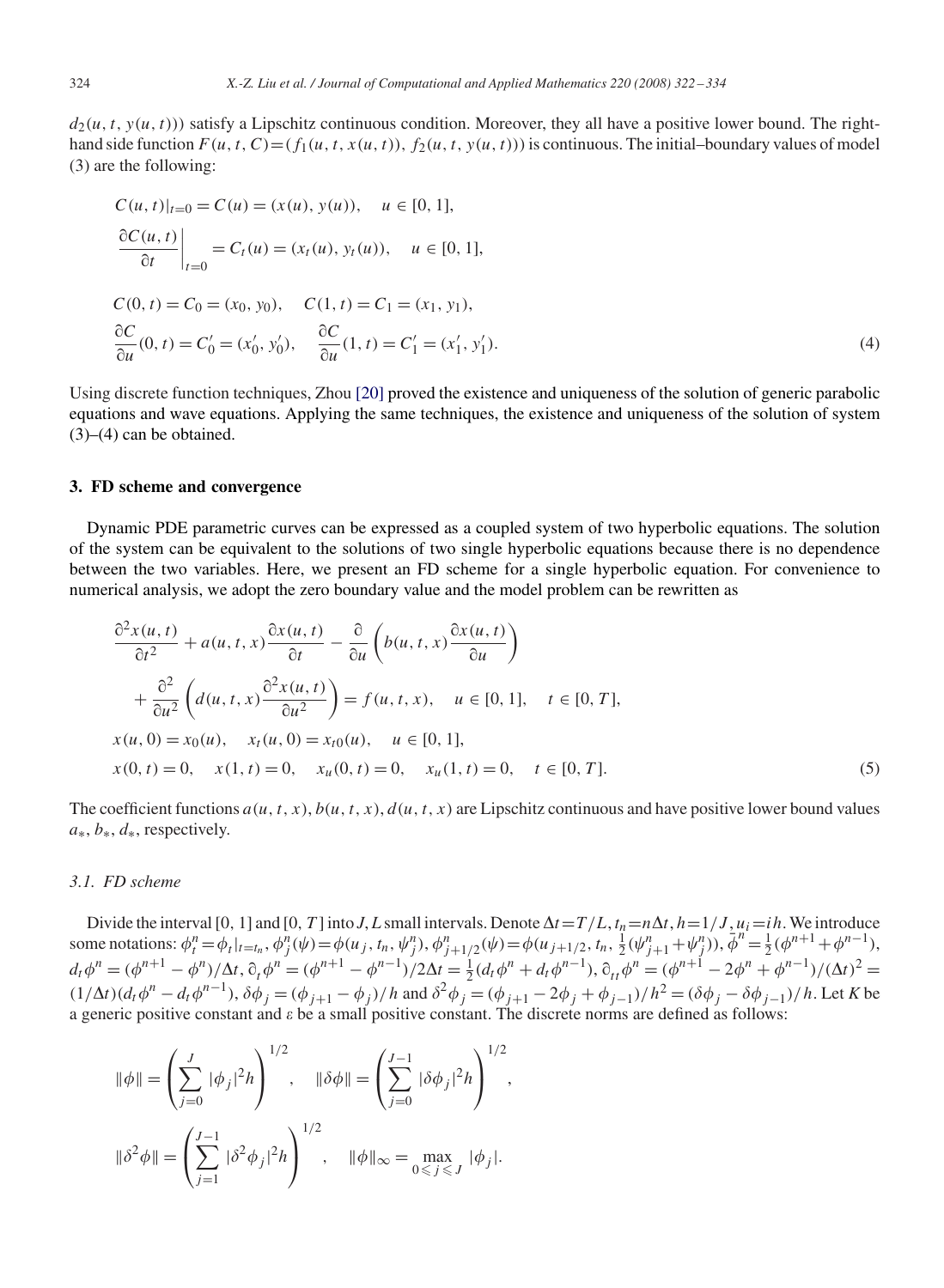$d_2(u, t, y(u, t)))$ satisfy a Lipschitz continuous condition. Moreover, they all have a positive lower bound. The right-hand side function $F(u, t, C) = (f_1(u, t, x(u, t)), f_2(u, t, y(u, t)))$ is continuous. The initial–boundary values of model (3) are the following:

$$
\begin{aligned}
&C(u, t)|_{t=0} = C(u) = (x(u), y(u)), \quad u \in [0, 1], \\
&\left.\frac{\partial C(u, t)}{\partial t}\right|_{t=0} = C_t(u) = (x_t(u), y_t(u)), \quad u \in [0, 1], \\
&C(0, t) = C_0 = (x_0, y_0), \quad C(1, t) = C_1 = (x_1, y_1), \\
&\frac{\partial C}{\partial u}(0, t) = C_0' = (x_0', y_0'), \quad \frac{\partial C}{\partial u}(1, t) = C_1' = (x_1', y_1').
\end{aligned} \tag{4}
$$

Using discrete function techniques, Zhou [20] proved the existence and uniqueness of the solution of generic parabolic equations and wave equations. Applying the same techniques, the existence and uniqueness of the solution of system (3)–(4) can be obtained.

## 3. FD scheme and convergence

Dynamic PDE parametric curves can be expressed as a coupled system of two hyperbolic equations. The solution of the system can be equivalent to the solutions of two single hyperbolic equations because there is no dependence between the two variables. Here, we present an FD scheme for a single hyperbolic equation. For convenience to numerical analysis, we adopt the zero boundary value and the model problem can be rewritten as

$$
\begin{aligned}
&\frac{\partial^2 x(u, t)}{\partial t^2} + a(u, t, x)\frac{\partial x(u, t)}{\partial t} - \frac{\partial}{\partial u}\left(b(u, t, x)\frac{\partial x(u, t)}{\partial u}\right) \\
&\quad + \frac{\partial^2}{\partial u^2}\left(d(u, t, x)\frac{\partial^2 x(u, t)}{\partial u^2}\right) = f(u, t, x), \quad u \in [0, 1], \quad t \in [0, T], \\
&x(u, 0) = x_0(u), \quad x_t(u, 0) = x_{t0}(u), \quad u \in [0, 1], \\
&x(0, t) = 0, \quad x(1, t) = 0, \quad x_u(0, t) = 0, \quad x_u(1, t) = 0, \quad t \in [0, T].
\end{aligned} \tag{5}
$$

The coefficient functions $a(u, t, x), b(u, t, x), d(u, t, x)$ are Lipschitz continuous and have positive lower bound values $a_*, b_*, d_*$, respectively.

### 3.1. FD scheme

Divide the interval $[0, 1]$ and $[0, T]$ into $J, L$ small intervals. Denote $\Delta t = T/L$, $t_n = n\Delta t$, $h = 1/J$, $u_i = ih$. We introduce some notations: $\phi_t^n = \phi_t|_{t=t_n}$, $\phi_j^n(\psi) = \phi(u_j, t_n, \psi_j^n)$, $\phi_{j+1/2}^n(\psi) = \phi(u_{j+1/2}, t_n, \frac{1}{2}(\psi_{j+1}^n + \psi_j^n))$, $\bar{\phi}^n = \frac{1}{2}(\phi^{n+1} + \phi^{n-1})$, $d_t\phi^n = (\phi^{n+1} - \phi^n)/\Delta t$, $\hat{\partial}_t\phi^n = (\phi^{n+1} - \phi^{n-1})/2\Delta t = \frac{1}{2}(d_t\phi^n + d_t\phi^{n-1})$, $\hat{\partial}_{tt}\phi^n = (\phi^{n+1} - 2\phi^n + \phi^{n-1})/(\Delta t)^2 = (1/\Delta t)(d_t\phi^n - d_t\phi^{n-1})$, $\delta\phi_j = (\phi_{j+1} - \phi_j)/h$ and $\delta^2\phi_j = (\phi_{j+1} - 2\phi_j + \phi_{j-1})/h^2 = (\delta\phi_j - \delta\phi_{j-1})/h$. Let $K$ be a generic positive constant and $\varepsilon$ be a small positive constant. The discrete norms are defined as follows:

$$
\|\phi\| = \left(\sum_{j=0}^{J} |\phi_j|^2 h\right)^{1/2}, \quad \|\delta\phi\| = \left(\sum_{j=0}^{J-1} |\delta\phi_j|^2 h\right)^{1/2},
$$

$$
\|\delta^2\phi\| = \left(\sum_{j=1}^{J-1} |\delta^2\phi_j|^2 h\right)^{1/2}, \quad \|\phi\|_\infty = \max_{0 \leqslant j \leqslant J} |\phi_j|.
$$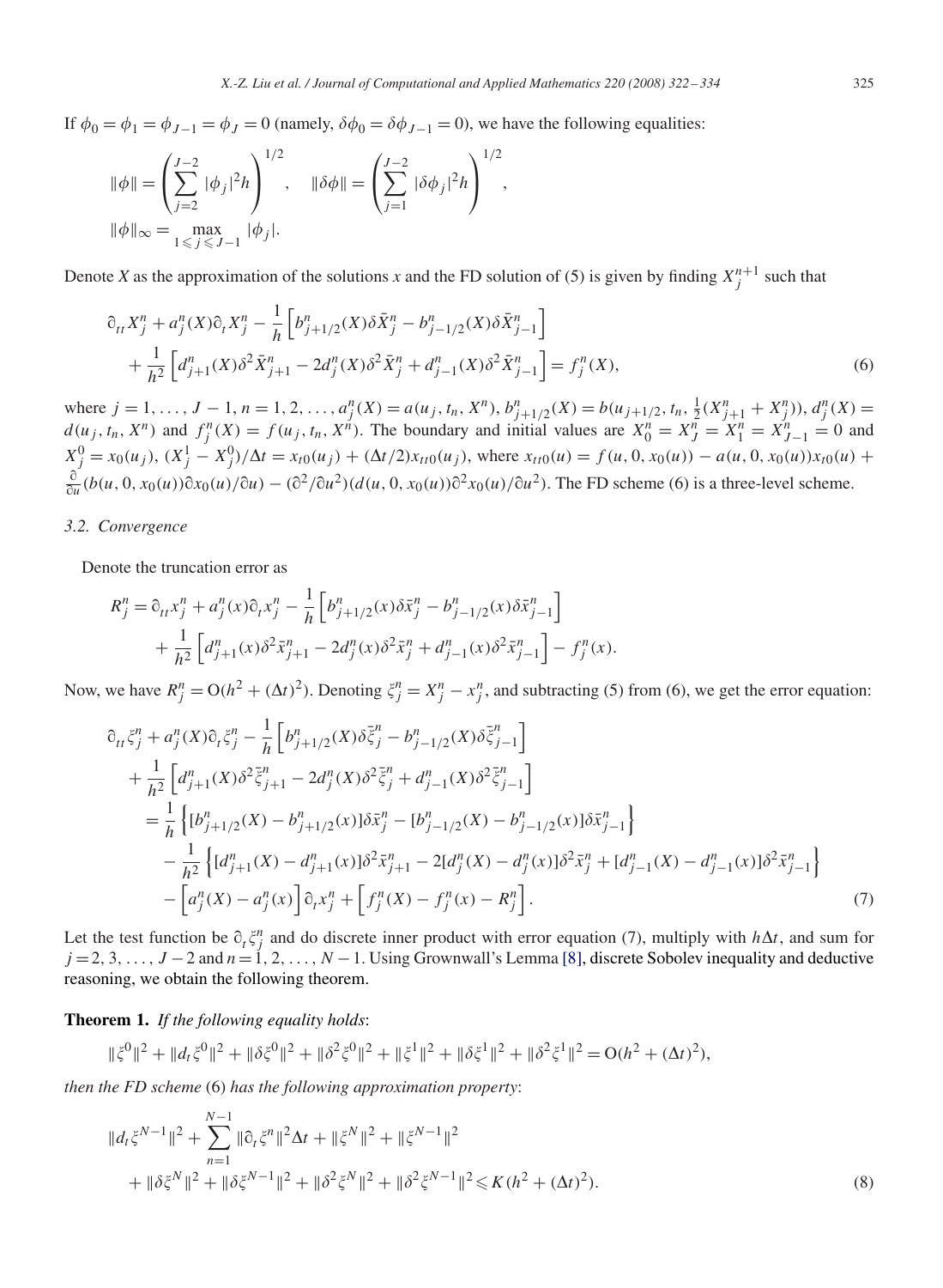If $\phi_0 = \phi_1 = \phi_{J-1} = \phi_J = 0$ (namely, $\delta\phi_0 = \delta\phi_{J-1} = 0$), we have the following equalities:

$$\|\phi\| = \left(\sum_{j=2}^{J-2} |\phi_j|^2 h\right)^{1/2}, \quad \|\delta\phi\| = \left(\sum_{j=1}^{J-2} |\delta\phi_j|^2 h\right)^{1/2},$$
$$\|\phi\|_\infty = \max_{1 \leqslant j \leqslant J-1} |\phi_j|.$$

Denote $X$ as the approximation of the solutions $x$ and the FD solution of (5) is given by finding $X_j^{n+1}$ such that

$$\begin{aligned}
&\partial_{tt} X_j^n + a_j^n(X)\partial_t X_j^n - \frac{1}{h}\left[b_{j+1/2}^n(X)\delta \bar{X}_j^n - b_{j-1/2}^n(X)\delta \bar{X}_{j-1}^n\right] \\
&\quad + \frac{1}{h^2}\left[d_{j+1}^n(X)\delta^2 \bar{X}_{j+1}^n - 2d_j^n(X)\delta^2 \bar{X}_j^n + d_{j-1}^n(X)\delta^2 \bar{X}_{j-1}^n\right] = f_j^n(X),
\end{aligned} \tag{6}$$

where $j = 1, \ldots, J-1$, $n = 1, 2, \ldots$, $a_j^n(X) = a(u_j, t_n, X^n)$, $b_{j+1/2}^n(X) = b(u_{j+1/2}, t_n, \frac{1}{2}(X_{j+1}^n + X_j^n))$, $d_j^n(X) = d(u_j, t_n, X^n)$ and $f_j^n(X) = f(u_j, t_n, X^n)$. The boundary and initial values are $X_0^n = X_J^n = X_1^n = X_{J-1}^n = 0$ and $X_j^0 = x_0(u_j)$, $(X_j^1 - X_j^0)/\Delta t = x_{t0}(u_j) + (\Delta t/2)x_{tt0}(u_j)$, where $x_{tt0}(u) = f(u, 0, x_0(u)) - a(u, 0, x_0(u))x_{t0}(u) + \frac{\partial}{\partial u}(b(u, 0, x_0(u))\partial x_0(u)/\partial u) - (\partial^2/\partial u^2)(d(u, 0, x_0(u))\partial^2 x_0(u)/\partial u^2)$. The FD scheme (6) is a three-level scheme.

### 3.2. Convergence

Denote the truncation error as

$$\begin{aligned}
R_j^n &= \partial_{tt} x_j^n + a_j^n(x)\partial_t x_j^n - \frac{1}{h}\left[b_{j+1/2}^n(x)\delta \bar{x}_j^n - b_{j-1/2}^n(x)\delta \bar{x}_{j-1}^n\right] \\
&\quad + \frac{1}{h^2}\left[d_{j+1}^n(x)\delta^2 \bar{x}_{j+1}^n - 2d_j^n(x)\delta^2 \bar{x}_j^n + d_{j-1}^n(x)\delta^2 \bar{x}_{j-1}^n\right] - f_j^n(x).
\end{aligned}$$

Now, we have $R_j^n = \mathrm{O}(h^2 + (\Delta t)^2)$. Denoting $\xi_j^n = X_j^n - x_j^n$, and subtracting (5) from (6), we get the error equation:

$$\begin{aligned}
&\partial_{tt} \xi_j^n + a_j^n(X)\partial_t \xi_j^n - \frac{1}{h}\left[b_{j+1/2}^n(X)\delta \bar{\xi}_j^n - b_{j-1/2}^n(X)\delta \bar{\xi}_{j-1}^n\right] \\
&\quad + \frac{1}{h^2}\left[d_{j+1}^n(X)\delta^2 \bar{\xi}_{j+1}^n - 2d_j^n(X)\delta^2 \bar{\xi}_j^n + d_{j-1}^n(X)\delta^2 \bar{\xi}_{j-1}^n\right] \\
&\quad = \frac{1}{h}\left\{[b_{j+1/2}^n(X) - b_{j+1/2}^n(x)]\delta \bar{x}_j^n - [b_{j-1/2}^n(X) - b_{j-1/2}^n(x)]\delta \bar{x}_{j-1}^n\right\} \\
&\quad\quad - \frac{1}{h^2}\left\{[d_{j+1}^n(X) - d_{j+1}^n(x)]\delta^2 \bar{x}_{j+1}^n - 2[d_j^n(X) - d_j^n(x)]\delta^2 \bar{x}_j^n + [d_{j-1}^n(X) - d_{j-1}^n(x)]\delta^2 \bar{x}_{j-1}^n\right\} \\
&\quad\quad - \left[a_j^n(X) - a_j^n(x)\right]\partial_t x_j^n + \left[f_j^n(X) - f_j^n(x) - R_j^n\right].
\end{aligned} \tag{7}$$

Let the test function be $\partial_t \xi_j^n$ and do discrete inner product with error equation (7), multiply with $h\Delta t$, and sum for $j = 2, 3, \ldots, J-2$ and $n = 1, 2, \ldots, N-1$. Using Grownwall's Lemma [8], discrete Sobolev inequality and deductive reasoning, we obtain the following theorem.

**Theorem 1.** *If the following equality holds*:

$$\|\xi^0\|^2 + \|d_t \xi^0\|^2 + \|\delta\xi^0\|^2 + \|\delta^2\xi^0\|^2 + \|\xi^1\|^2 + \|\delta\xi^1\|^2 + \|\delta^2\xi^1\|^2 = \mathrm{O}(h^2 + (\Delta t)^2),$$

*then the FD scheme* (6) *has the following approximation property*:

$$\begin{aligned}
&\|d_t \xi^{N-1}\|^2 + \sum_{n=1}^{N-1} \|\partial_t \xi^n\|^2 \Delta t + \|\xi^N\|^2 + \|\xi^{N-1}\|^2 \\
&\quad + \|\delta\xi^N\|^2 + \|\delta\xi^{N-1}\|^2 + \|\delta^2\xi^N\|^2 + \|\delta^2\xi^{N-1}\|^2 \leqslant K(h^2 + (\Delta t)^2).
\end{aligned} \tag{8}$$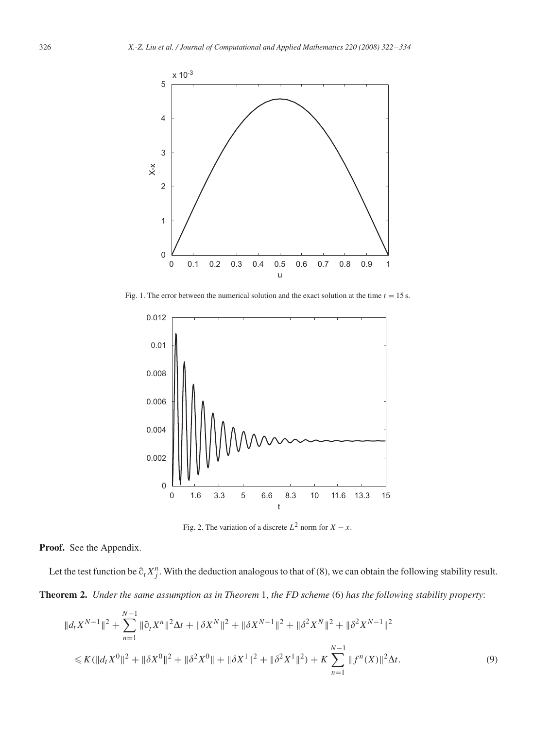Fig. 1. The error between the numerical solution and the exact solution at the time $t = 15$ s.

Fig. 2. The variation of a discrete $L^2$ norm for $X - x$.

**Proof.** See the Appendix.

Let the test function be $\partial_t X_j^n$. With the deduction analogous to that of (8), we can obtain the following stability result.

**Theorem 2.** *Under the same assumption as in Theorem* 1, *the FD scheme* (6) *has the following stability property*:

$$
\begin{aligned}
&\|d_t X^{N-1}\|^2 + \sum_{n=1}^{N-1} \|\partial_t X^n\|^2 \Delta t + \|\delta X^N\|^2 + \|\delta X^{N-1}\|^2 + \|\delta^2 X^N\|^2 + \|\delta^2 X^{N-1}\|^2 \\
&\leqslant K(\|d_t X^0\|^2 + \|\delta X^0\|^2 + \|\delta^2 X^0\| + \|\delta X^1\|^2 + \|\delta^2 X^1\|^2) + K \sum_{n=1}^{N-1} \|f^n(X)\|^2 \Delta t. \qquad (9)
\end{aligned}
$$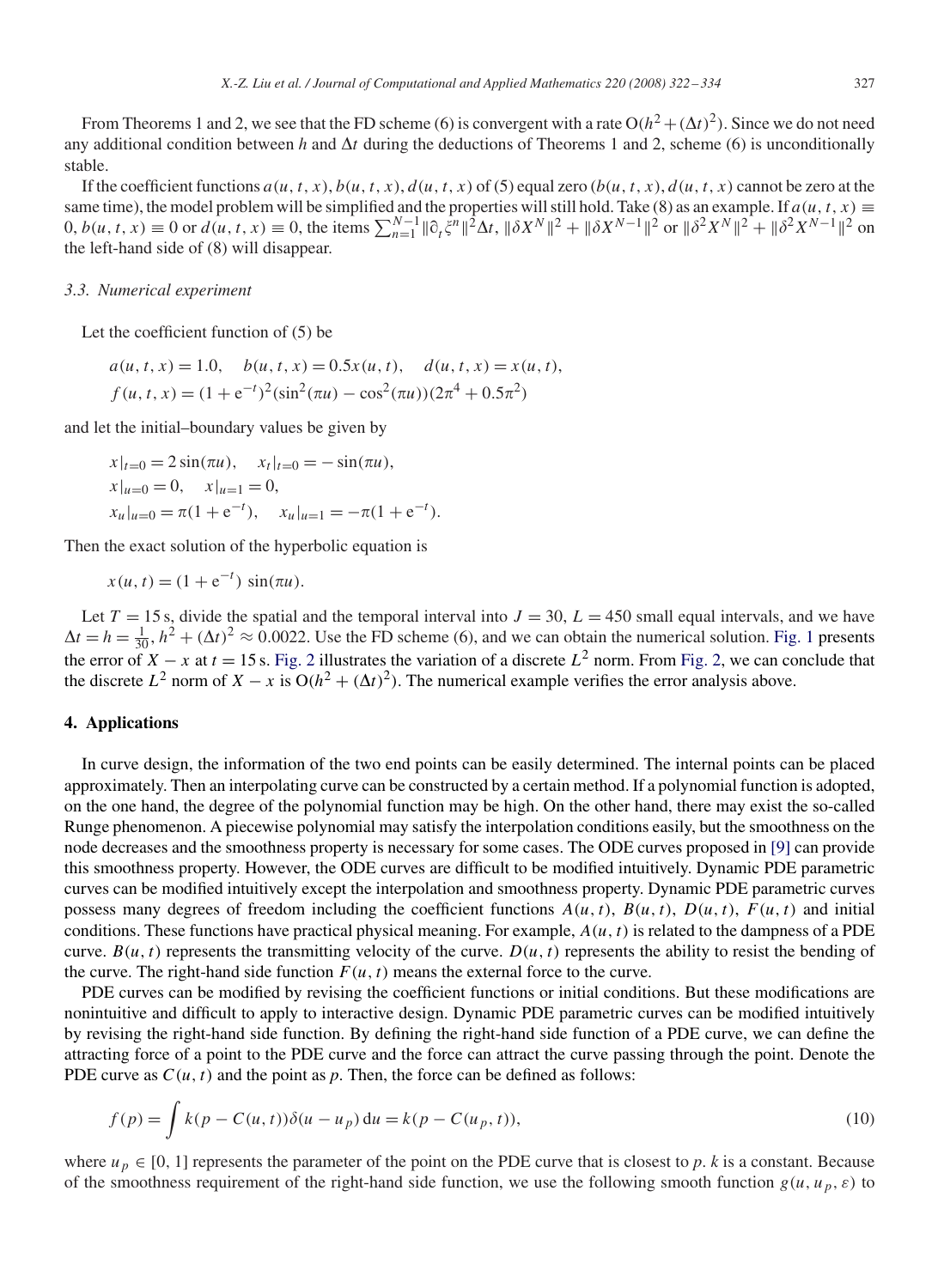From Theorems 1 and 2, we see that the FD scheme (6) is convergent with a rate $\mathrm{O}(h^2+(\Delta t)^2)$. Since we do not need any additional condition between $h$ and $\Delta t$ during the deductions of Theorems 1 and 2, scheme (6) is unconditionally stable.

If the coefficient functions $a(u,t,x), b(u,t,x), d(u,t,x)$ of (5) equal zero ($b(u,t,x), d(u,t,x)$ cannot be zero at the same time), the model problem will be simplified and the properties will still hold. Take (8) as an example. If $a(u,t,x) \equiv 0$, $b(u,t,x) \equiv 0$ or $d(u,t,x) \equiv 0$, the items $\sum_{n=1}^{N-1} \|\partial_t \xi^n\|^2 \Delta t$, $\|\delta X^N\|^2 + \|\delta X^{N-1}\|^2$ or $\|\delta^2 X^N\|^2 + \|\delta^2 X^{N-1}\|^2$ on the left-hand side of (8) will disappear.

### 3.3. Numerical experiment

Let the coefficient function of (5) be

$$a(u,t,x) = 1.0, \quad b(u,t,x) = 0.5x(u,t), \quad d(u,t,x) = x(u,t),$$
$$f(u,t,x) = (1+\mathrm{e}^{-t})^2(\sin^2(\pi u) - \cos^2(\pi u))(2\pi^4 + 0.5\pi^2)$$

and let the initial–boundary values be given by

$$x|_{t=0} = 2\sin(\pi u), \quad x_t|_{t=0} = -\sin(\pi u),$$
$$x|_{u=0} = 0, \quad x|_{u=1} = 0,$$
$$x_u|_{u=0} = \pi(1+\mathrm{e}^{-t}), \quad x_u|_{u=1} = -\pi(1+\mathrm{e}^{-t}).$$

Then the exact solution of the hyperbolic equation is

$$x(u,t) = (1+\mathrm{e}^{-t})\ \sin(\pi u).$$

Let $T = 15$ s, divide the spatial and the temporal interval into $J = 30$, $L = 450$ small equal intervals, and we have $\Delta t = h = \frac{1}{30}$, $h^2 + (\Delta t)^2 \approx 0.0022$. Use the FD scheme (6), and we can obtain the numerical solution. Fig. 1 presents the error of $X - x$ at $t = 15$ s. Fig. 2 illustrates the variation of a discrete $L^2$ norm. From Fig. 2, we can conclude that the discrete $L^2$ norm of $X - x$ is $\mathrm{O}(h^2 + (\Delta t)^2)$. The numerical example verifies the error analysis above.

## 4. Applications

In curve design, the information of the two end points can be easily determined. The internal points can be placed approximately. Then an interpolating curve can be constructed by a certain method. If a polynomial function is adopted, on the one hand, the degree of the polynomial function may be high. On the other hand, there may exist the so-called Runge phenomenon. A piecewise polynomial may satisfy the interpolation conditions easily, but the smoothness on the node decreases and the smoothness property is necessary for some cases. The ODE curves proposed in [9] can provide this smoothness property. However, the ODE curves are difficult to be modified intuitively. Dynamic PDE parametric curves can be modified intuitively except the interpolation and smoothness property. Dynamic PDE parametric curves possess many degrees of freedom including the coefficient functions $A(u,t)$, $B(u,t)$, $D(u,t)$, $F(u,t)$ and initial conditions. These functions have practical physical meaning. For example, $A(u,t)$ is related to the dampness of a PDE curve. $B(u,t)$ represents the transmitting velocity of the curve. $D(u,t)$ represents the ability to resist the bending of the curve. The right-hand side function $F(u,t)$ means the external force to the curve.

PDE curves can be modified by revising the coefficient functions or initial conditions. But these modifications are nonintuitive and difficult to apply to interactive design. Dynamic PDE parametric curves can be modified intuitively by revising the right-hand side function. By defining the right-hand side function of a PDE curve, we can define the attracting force of a point to the PDE curve and the force can attract the curve passing through the point. Denote the PDE curve as $C(u,t)$ and the point as $p$. Then, the force can be defined as follows:

$$f(p) = \int k(p - C(u,t))\delta(u - u_p)\,\mathrm{d}u = k(p - C(u_p,t)), \tag{10}$$

where $u_p \in [0,1]$ represents the parameter of the point on the PDE curve that is closest to $p$. $k$ is a constant. Because of the smoothness requirement of the right-hand side function, we use the following smooth function $g(u,u_p,\varepsilon)$ to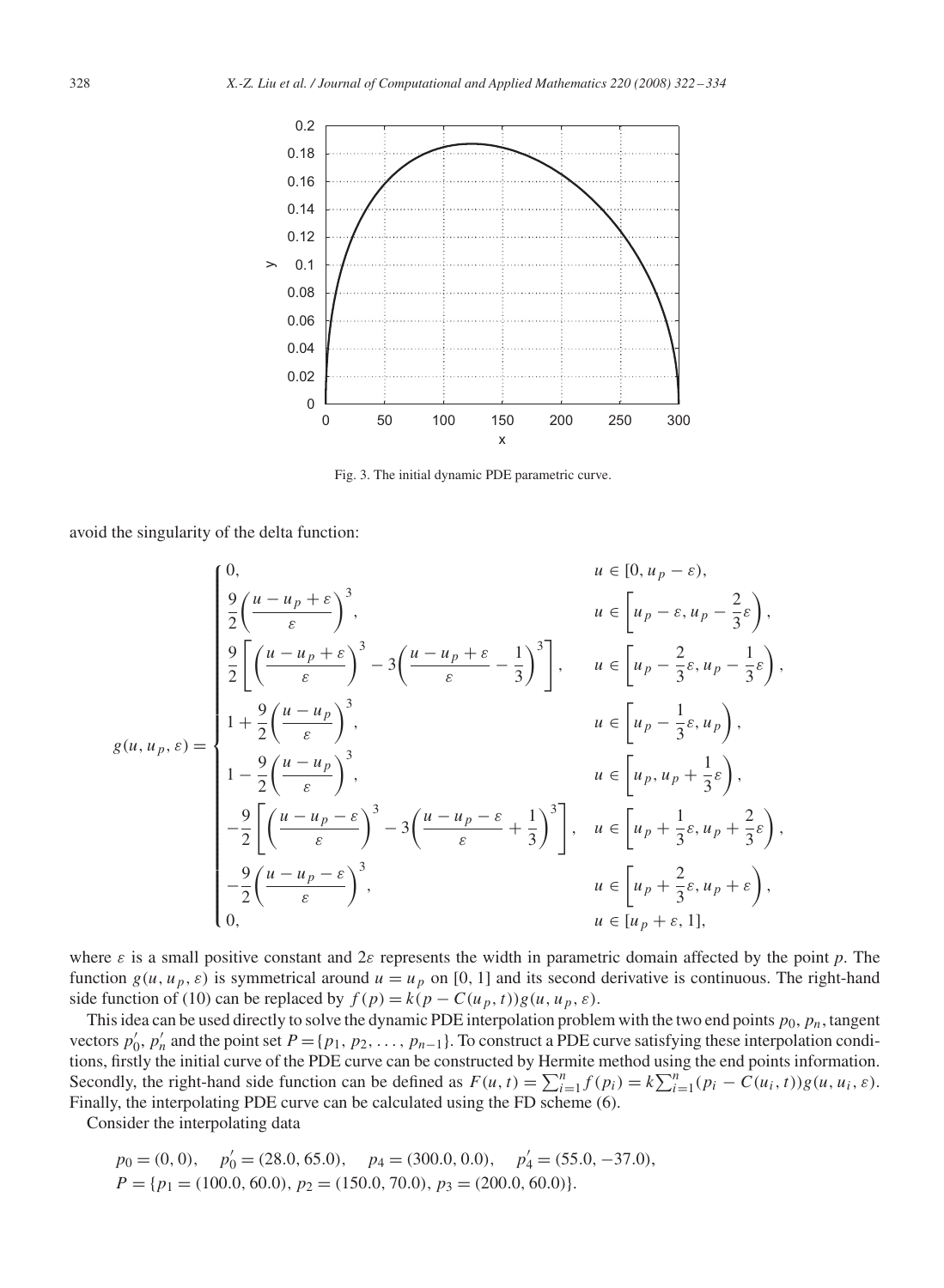Fig. 3. The initial dynamic PDE parametric curve.

avoid the singularity of the delta function:

$$
g(u, u_p, \varepsilon) = \begin{cases}
0, & u \in [0, u_p - \varepsilon), \\
\dfrac{9}{2}\left(\dfrac{u - u_p + \varepsilon}{\varepsilon}\right)^3, & u \in \left[u_p - \varepsilon, u_p - \dfrac{2}{3}\varepsilon\right), \\
\dfrac{9}{2}\left[\left(\dfrac{u - u_p + \varepsilon}{\varepsilon}\right)^3 - 3\left(\dfrac{u - u_p + \varepsilon}{\varepsilon} - \dfrac{1}{3}\right)^3\right], & u \in \left[u_p - \dfrac{2}{3}\varepsilon, u_p - \dfrac{1}{3}\varepsilon\right), \\
1 + \dfrac{9}{2}\left(\dfrac{u - u_p}{\varepsilon}\right)^3, & u \in \left[u_p - \dfrac{1}{3}\varepsilon, u_p\right), \\
1 - \dfrac{9}{2}\left(\dfrac{u - u_p}{\varepsilon}\right)^3, & u \in \left[u_p, u_p + \dfrac{1}{3}\varepsilon\right), \\
-\dfrac{9}{2}\left[\left(\dfrac{u - u_p - \varepsilon}{\varepsilon}\right)^3 - 3\left(\dfrac{u - u_p - \varepsilon}{\varepsilon} + \dfrac{1}{3}\right)^3\right], & u \in \left[u_p + \dfrac{1}{3}\varepsilon, u_p + \dfrac{2}{3}\varepsilon\right), \\
-\dfrac{9}{2}\left(\dfrac{u - u_p - \varepsilon}{\varepsilon}\right)^3, & u \in \left[u_p + \dfrac{2}{3}\varepsilon, u_p + \varepsilon\right), \\
0, & u \in [u_p + \varepsilon, 1],
\end{cases}
$$

where $\varepsilon$ is a small positive constant and $2\varepsilon$ represents the width in parametric domain affected by the point $p$. The function $g(u, u_p, \varepsilon)$ is symmetrical around $u = u_p$ on [0, 1] and its second derivative is continuous. The right-hand side function of (10) can be replaced by $f(p) = k(p - C(u_p, t))g(u, u_p, \varepsilon)$.

This idea can be used directly to solve the dynamic PDE interpolation problem with the two end points $p_0$, $p_n$, tangent vectors $p_0'$, $p_n'$ and the point set $P = \{p_1, p_2, \ldots, p_{n-1}\}$. To construct a PDE curve satisfying these interpolation conditions, firstly the initial curve of the PDE curve can be constructed by Hermite method using the end points information. Secondly, the right-hand side function can be defined as $F(u, t) = \sum_{i=1}^{n} f(p_i) = k\sum_{i=1}^{n}(p_i - C(u_i, t))g(u, u_i, \varepsilon)$. Finally, the interpolating PDE curve can be calculated using the FD scheme (6).

Consider the interpolating data

$$
p_0 = (0, 0), \quad p_0' = (28.0, 65.0), \quad p_4 = (300.0, 0.0), \quad p_4' = (55.0, -37.0),
$$
$$
P = \{p_1 = (100.0, 60.0),\ p_2 = (150.0, 70.0),\ p_3 = (200.0, 60.0)\}.
$$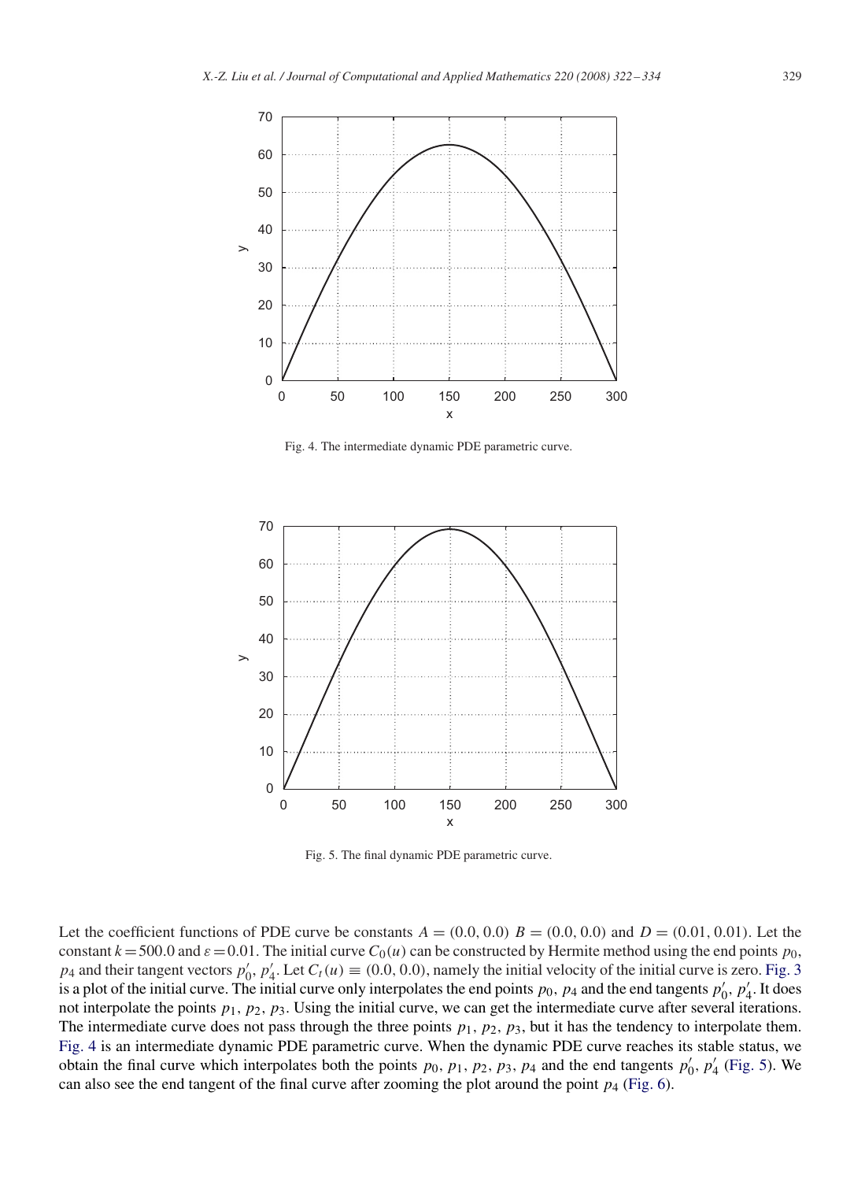Fig. 4. The intermediate dynamic PDE parametric curve.

Fig. 5. The final dynamic PDE parametric curve.

Let the coefficient functions of PDE curve be constants $A = (0.0, 0.0)$ $B = (0.0, 0.0)$ and $D = (0.01, 0.01)$. Let the constant $k = 500.0$ and $\varepsilon = 0.01$. The initial curve $C_0(u)$ can be constructed by Hermite method using the end points $p_0$, $p_4$ and their tangent vectors $p'_0$, $p'_4$. Let $C_t(u) \equiv (0.0, 0.0)$, namely the initial velocity of the initial curve is zero. Fig. 3 is a plot of the initial curve. The initial curve only interpolates the end points $p_0$, $p_4$ and the end tangents $p'_0$, $p'_4$. It does not interpolate the points $p_1$, $p_2$, $p_3$. Using the initial curve, we can get the intermediate curve after several iterations. The intermediate curve does not pass through the three points $p_1$, $p_2$, $p_3$, but it has the tendency to interpolate them. Fig. 4 is an intermediate dynamic PDE parametric curve. When the dynamic PDE curve reaches its stable status, we obtain the final curve which interpolates both the points $p_0$, $p_1$, $p_2$, $p_3$, $p_4$ and the end tangents $p'_0$, $p'_4$ (Fig. 5). We can also see the end tangent of the final curve after zooming the plot around the point $p_4$ (Fig. 6).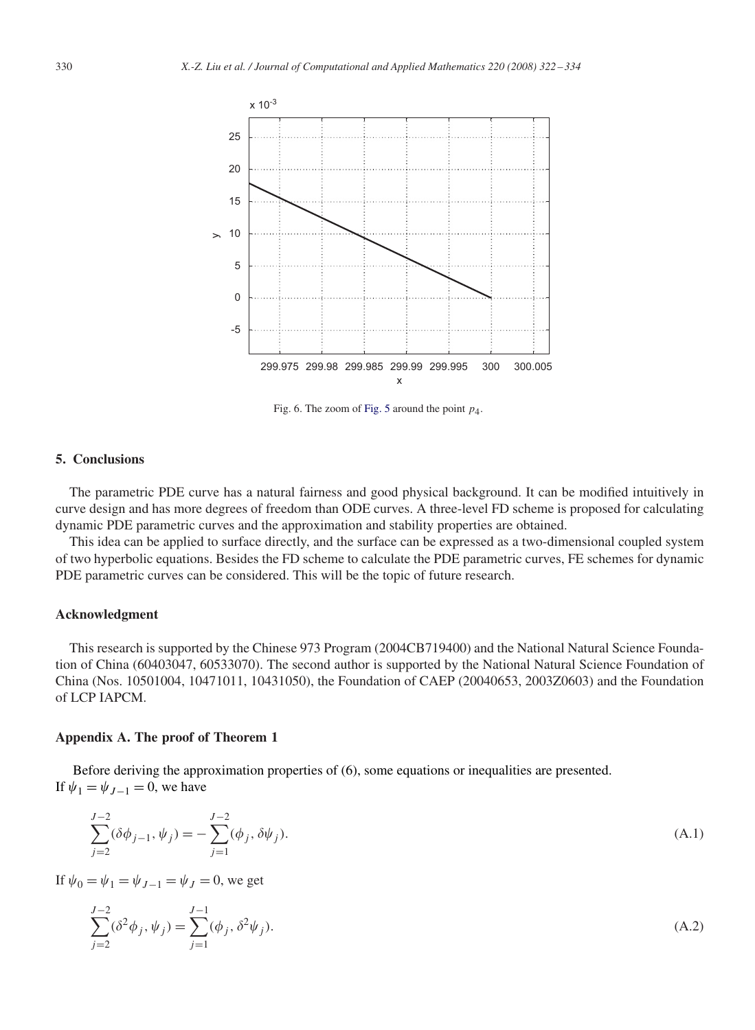Fig. 6. The zoom of Fig. 5 around the point $p_4$.

## 5. Conclusions

The parametric PDE curve has a natural fairness and good physical background. It can be modified intuitively in curve design and has more degrees of freedom than ODE curves. A three-level FD scheme is proposed for calculating dynamic PDE parametric curves and the approximation and stability properties are obtained.

This idea can be applied to surface directly, and the surface can be expressed as a two-dimensional coupled system of two hyperbolic equations. Besides the FD scheme to calculate the PDE parametric curves, FE schemes for dynamic PDE parametric curves can be considered. This will be the topic of future research.

## Acknowledgment

This research is supported by the Chinese 973 Program (2004CB719400) and the National Natural Science Foundation of China (60403047, 60533070). The second author is supported by the National Natural Science Foundation of China (Nos. 10501004, 10471011, 10431050), the Foundation of CAEP (20040653, 2003Z0603) and the Foundation of LCP IAPCM.

## Appendix A. The proof of Theorem 1

Before deriving the approximation properties of (6), some equations or inequalities are presented.
If $\psi_1 = \psi_{J-1} = 0$, we have

$$\sum_{j=2}^{J-2} (\delta\phi_{j-1}, \psi_j) = -\sum_{j=1}^{J-2} (\phi_j, \delta\psi_j). \tag{A.1}$$

If $\psi_0 = \psi_1 = \psi_{J-1} = \psi_J = 0$, we get

$$\sum_{j=2}^{J-2} (\delta^2\phi_j, \psi_j) = \sum_{j=1}^{J-1} (\phi_j, \delta^2\psi_j). \tag{A.2}$$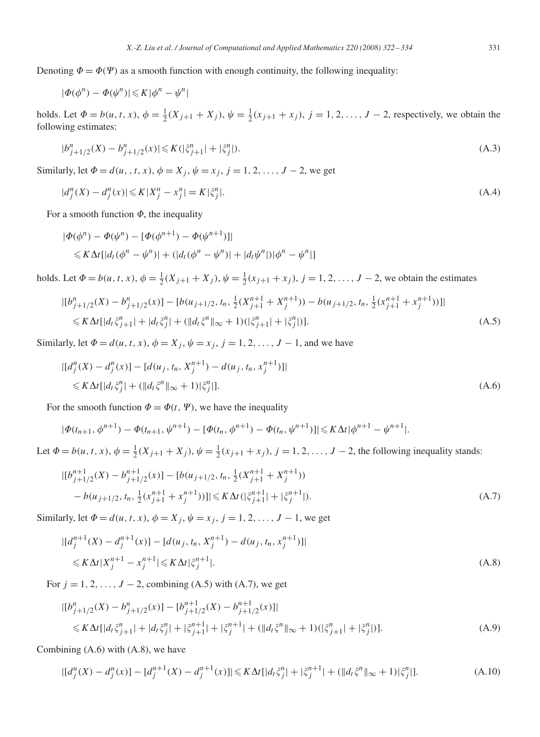Denoting $\Phi = \Phi(\Psi)$ as a smooth function with enough continuity, the following inequality:

$$|\Phi(\phi^n) - \Phi(\psi^n)| \leqslant K|\phi^n - \psi^n|$$

holds. Let $\Phi = b(u,t,x)$, $\phi = \frac{1}{2}(X_{j+1} + X_j)$, $\psi = \frac{1}{2}(x_{j+1} + x_j)$, $j = 1, 2, \ldots, J-2$, respectively, we obtain the following estimates:

$$|b^n_{j+1/2}(X) - b^n_{j+1/2}(x)| \leqslant K(|\xi^n_{j+1}| + |\xi^n_j|). \tag{A.3}$$

Similarly, let $\Phi = d(u, , t, x)$, $\phi = X_j$, $\psi = x_j$, $j = 1, 2, \ldots, J-2$, we get

$$|d^n_j(X) - d^n_j(x)| \leqslant K|X^n_j - x^n_j| = K|\xi^n_j|. \tag{A.4}$$

For a smooth function $\Phi$, the inequality

$$\begin{aligned}
&|\Phi(\phi^n) - \Phi(\psi^n) - [\Phi(\phi^{n+1}) - \Phi(\psi^{n+1})]| \\
&\quad \leqslant K\Delta t[|d_t(\phi^n - \psi^n)| + (|d_t(\phi^n - \psi^n)| + |d_t\psi^n|)|\phi^n - \psi^n|]
\end{aligned}$$

holds. Let $\Phi = b(u,t,x)$, $\phi = \frac{1}{2}(X_{j+1} + X_j)$, $\psi = \frac{1}{2}(x_{j+1} + x_j)$, $j = 1, 2, \ldots, J-2$, we obtain the estimates

$$\begin{aligned}
&|[b^n_{j+1/2}(X) - b^n_{j+1/2}(x)] - [b(u_{j+1/2}, t_n, \tfrac{1}{2}(X^{n+1}_{j+1} + X^{n+1}_j)) - b(u_{j+1/2}, t_n, \tfrac{1}{2}(x^{n+1}_{j+1} + x^{n+1}_j))]| \\
&\quad \leqslant K\Delta t[|d_t\xi^n_{j+1}| + |d_t\xi^n_j| + (\|d_t\xi^n\|_\infty + 1)(|\xi^n_{j+1}| + |\xi^n_j|)].
\end{aligned} \tag{A.5}$$

Similarly, let $\Phi = d(u,t,x)$, $\phi = X_j$, $\psi = x_j$, $j = 1, 2, \ldots, J-1$, and we have

$$\begin{aligned}
&|[d^n_j(X) - d^n_j(x)] - [d(u_j, t_n, X^{n+1}_j) - d(u_j, t_n, x^{n+1}_j)]| \\
&\quad \leqslant K\Delta t[|d_t\xi^n_j| + (\|d_t\xi^n\|_\infty + 1)|\xi^n_j|].
\end{aligned} \tag{A.6}$$

For the smooth function $\Phi = \Phi(t, \Psi)$, we have the inequality

$$|\Phi(t_{n+1}, \phi^{n+1}) - \Phi(t_{n+1}, \psi^{n+1}) - [\Phi(t_n, \phi^{n+1}) - \Phi(t_n, \psi^{n+1})]| \leqslant K\Delta t|\phi^{n+1} - \psi^{n+1}|.$$

Let $\Phi = b(u,t,x)$, $\phi = \frac{1}{2}(X_{j+1} + X_j)$, $\psi = \frac{1}{2}(x_{j+1} + x_j)$, $j = 1, 2, \ldots, J-2$, the following inequality stands:

$$\begin{aligned}
&|[b^{n+1}_{j+1/2}(X) - b^{n+1}_{j+1/2}(x)] - [b(u_{j+1/2}, t_n, \tfrac{1}{2}(X^{n+1}_{j+1} + X^{n+1}_j)) \\
&\quad - b(u_{j+1/2}, t_n, \tfrac{1}{2}(x^{n+1}_{j+1} + x^{n+1}_j))]| \leqslant K\Delta t(|\xi^{n+1}_{j+1}| + |\xi^{n+1}_j|).
\end{aligned} \tag{A.7}$$

Similarly, let $\Phi = d(u,t,x)$, $\phi = X_j$, $\psi = x_j$, $j = 1, 2, \ldots, J-1$, we get

$$\begin{aligned}
&|[d^{n+1}_j(X) - d^{n+1}_j(x)] - [d(u_j, t_n, X^{n+1}_j) - d(u_j, t_n, x^{n+1}_j)]| \\
&\quad \leqslant K\Delta t|X^{n+1}_j - x^{n+1}_j| \leqslant K\Delta t|\xi^{n+1}_j|.
\end{aligned} \tag{A.8}$$

For $j = 1, 2, \ldots, J-2$, combining (A.5) with (A.7), we get

$$\begin{aligned}
&|[b^n_{j+1/2}(X) - b^n_{j+1/2}(x)] - [b^{n+1}_{j+1/2}(X) - b^{n+1}_{j+1/2}(x)]| \\
&\quad \leqslant K\Delta t[|d_t\xi^n_{j+1}| + |d_t\xi^n_j| + |\xi^{n+1}_{j+1}| + |\xi^{n+1}_j| + (\|d_t\xi^n\|_\infty + 1)(|\xi^n_{j+1}| + |\xi^n_j|)].
\end{aligned} \tag{A.9}$$

Combining (A.6) with (A.8), we have

$$|[d^n_j(X) - d^n_j(x)] - [d^{n+1}_j(X) - d^{n+1}_j(x)]| \leqslant K\Delta t[|d_t\xi^n_j| + |\xi^{n+1}_j| + (\|d_t\xi^n\|_\infty + 1)|\xi^n_j|]. \tag{A.10}$$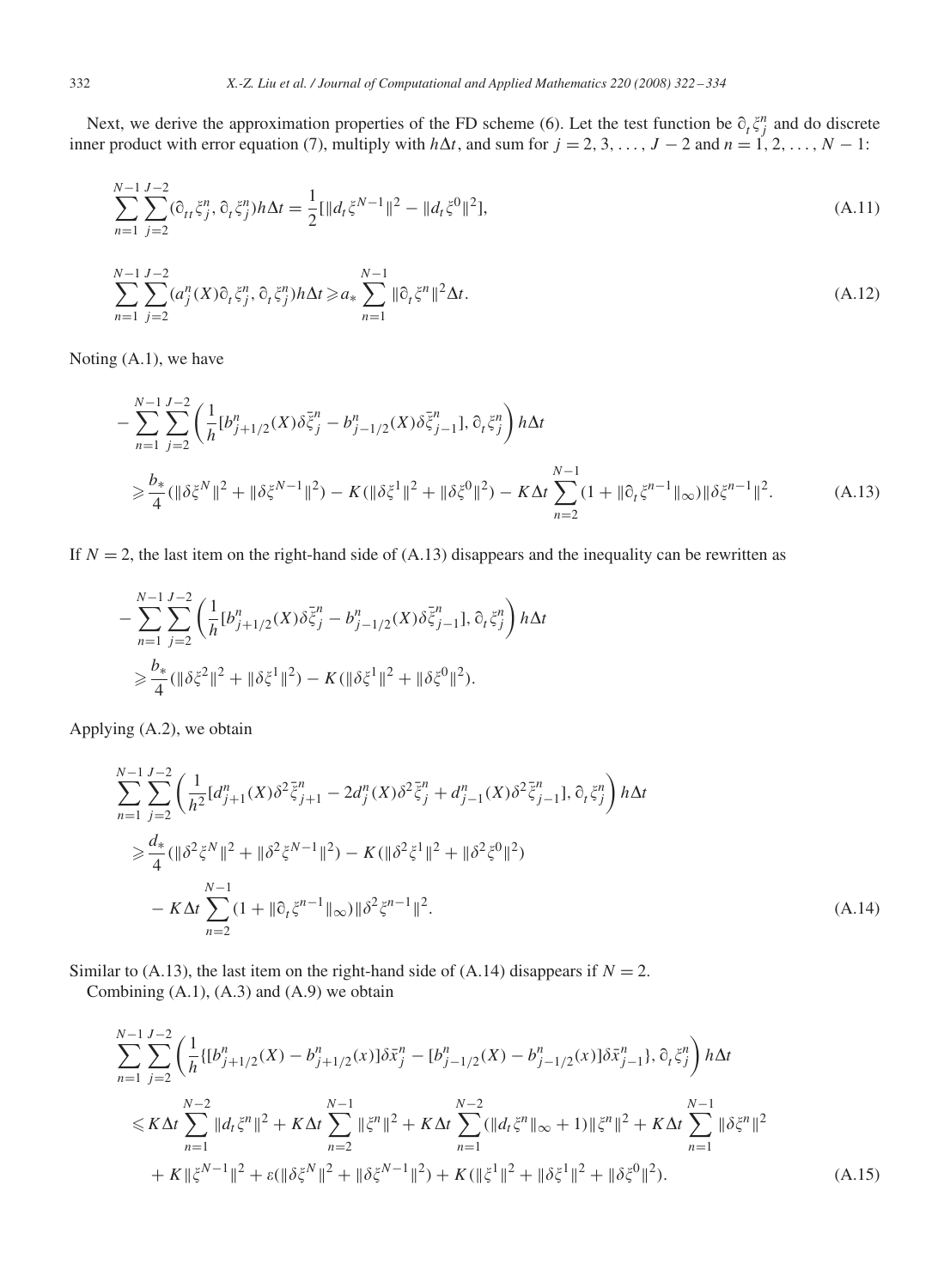Next, we derive the approximation properties of the FD scheme (6). Let the test function be $\partial_t \xi_j^n$ and do discrete inner product with error equation (7), multiply with $h\Delta t$, and sum for $j = 2, 3, \ldots, J-2$ and $n = 1, 2, \ldots, N-1$:

$$\sum_{n=1}^{N-1}\sum_{j=2}^{J-2}(\partial_{tt}\xi_j^n, \partial_t \xi_j^n)h\Delta t = \frac{1}{2}[\|d_t\xi^{N-1}\|^2 - \|d_t\xi^0\|^2], \tag{A.11}$$

$$\sum_{n=1}^{N-1}\sum_{j=2}^{J-2}(a_j^n(X)\partial_t\xi_j^n, \partial_t \xi_j^n)h\Delta t \geqslant a_* \sum_{n=1}^{N-1}\|\partial_t\xi^n\|^2\Delta t. \tag{A.12}$$

Noting (A.1), we have

$$\begin{aligned}
&-\sum_{n=1}^{N-1}\sum_{j=2}^{J-2}\left(\frac{1}{h}[b_{j+1/2}^n(X)\delta\bar{\xi}_j^n - b_{j-1/2}^n(X)\delta\bar{\xi}_{j-1}^n], \partial_t\xi_j^n\right)h\Delta t \\
&\geqslant \frac{b_*}{4}(\|\delta\xi^N\|^2 + \|\delta\xi^{N-1}\|^2) - K(\|\delta\xi^1\|^2 + \|\delta\xi^0\|^2) - K\Delta t\sum_{n=2}^{N-1}(1 + \|\partial_t\xi^{n-1}\|_\infty)\|\delta\xi^{n-1}\|^2.
\end{aligned} \tag{A.13}$$

If $N = 2$, the last item on the right-hand side of (A.13) disappears and the inequality can be rewritten as

$$\begin{aligned}
&-\sum_{n=1}^{N-1}\sum_{j=2}^{J-2}\left(\frac{1}{h}[b_{j+1/2}^n(X)\delta\bar{\xi}_j^n - b_{j-1/2}^n(X)\delta\bar{\xi}_{j-1}^n], \partial_t\xi_j^n\right)h\Delta t \\
&\geqslant \frac{b_*}{4}(\|\delta\xi^2\|^2 + \|\delta\xi^1\|^2) - K(\|\delta\xi^1\|^2 + \|\delta\xi^0\|^2).
\end{aligned}$$

Applying (A.2), we obtain

$$\begin{aligned}
&\sum_{n=1}^{N-1}\sum_{j=2}^{J-2}\left(\frac{1}{h^2}[d_{j+1}^n(X)\delta^2\bar{\xi}_{j+1}^n - 2d_j^n(X)\delta^2\bar{\xi}_j^n + d_{j-1}^n(X)\delta^2\bar{\xi}_{j-1}^n], \partial_t\xi_j^n\right)h\Delta t \\
&\geqslant \frac{d_*}{4}(\|\delta^2\xi^N\|^2 + \|\delta^2\xi^{N-1}\|^2) - K(\|\delta^2\xi^1\|^2 + \|\delta^2\xi^0\|^2) \\
&\quad - K\Delta t\sum_{n=2}^{N-1}(1 + \|\partial_t\xi^{n-1}\|_\infty)\|\delta^2\xi^{n-1}\|^2.
\end{aligned} \tag{A.14}$$

Similar to (A.13), the last item on the right-hand side of (A.14) disappears if $N = 2$.

Combining (A.1), (A.3) and (A.9) we obtain

$$\begin{aligned}
&\sum_{n=1}^{N-1}\sum_{j=2}^{J-2}\left(\frac{1}{h}\{[b_{j+1/2}^n(X) - b_{j+1/2}^n(x)]\delta\bar{x}_j^n - [b_{j-1/2}^n(X) - b_{j-1/2}^n(x)]\delta\bar{x}_{j-1}^n\}, \partial_t\xi_j^n\right)h\Delta t \\
&\leqslant K\Delta t\sum_{n=1}^{N-2}\|d_t\xi^n\|^2 + K\Delta t\sum_{n=2}^{N-1}\|\xi^n\|^2 + K\Delta t\sum_{n=1}^{N-2}(\|d_t\xi^n\|_\infty + 1)\|\xi^n\|^2 + K\Delta t\sum_{n=1}^{N-1}\|\delta\xi^n\|^2 \\
&\quad + K\|\xi^{N-1}\|^2 + \varepsilon(\|\delta\xi^N\|^2 + \|\delta\xi^{N-1}\|^2) + K(\|\xi^1\|^2 + \|\delta\xi^1\|^2 + \|\delta\xi^0\|^2).
\end{aligned} \tag{A.15}$$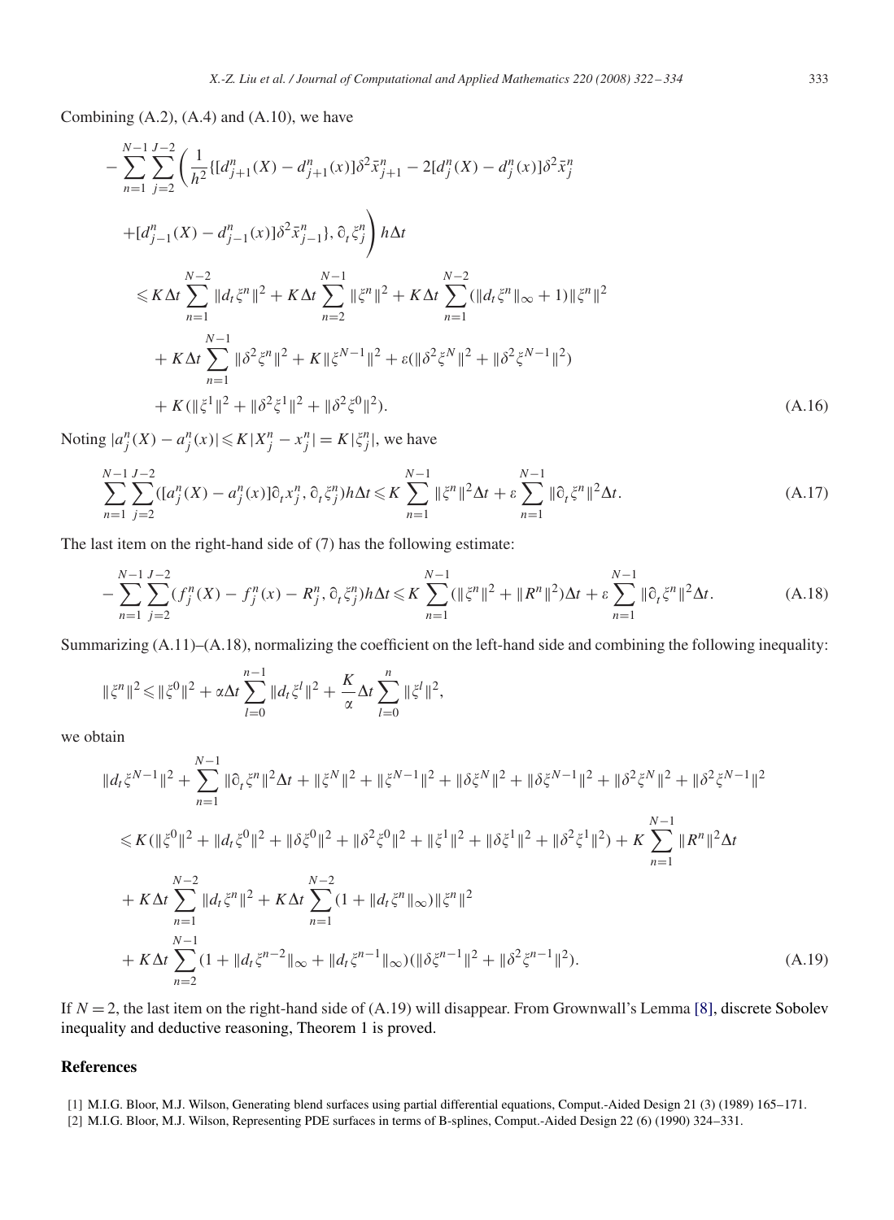Combining (A.2), (A.4) and (A.10), we have

$$
\begin{aligned}
&-\sum_{n=1}^{N-1}\sum_{j=2}^{J-2}\left(\frac{1}{h^2}\{[d_{j+1}^n(X)-d_{j+1}^n(x)]\delta^2\bar{x}_{j+1}^n-2[d_j^n(X)-d_j^n(x)]\delta^2\bar{x}_j^n\right.\\
&\left.+[d_{j-1}^n(X)-d_{j-1}^n(x)]\delta^2\bar{x}_{j-1}^n\},\partial_t\xi_j^n\right)h\Delta t\\
&\leqslant K\Delta t\sum_{n=1}^{N-2}\|d_t\xi^n\|^2+K\Delta t\sum_{n=2}^{N-1}\|\xi^n\|^2+K\Delta t\sum_{n=1}^{N-2}(\|d_t\xi^n\|_\infty+1)\|\xi^n\|^2\\
&\quad+K\Delta t\sum_{n=1}^{N-1}\|\delta^2\xi^n\|^2+K\|\xi^{N-1}\|^2+\varepsilon(\|\delta^2\xi^N\|^2+\|\delta^2\xi^{N-1}\|^2)\\
&\quad+K(\|\xi^1\|^2+\|\delta^2\xi^1\|^2+\|\delta^2\xi^0\|^2).
\end{aligned}
\tag{A.16}
$$

Noting $|a_j^n(X)-a_j^n(x)|\leqslant K|X_j^n-x_j^n|=K|\xi_j^n|$, we have

$$
\sum_{n=1}^{N-1}\sum_{j=2}^{J-2}([a_j^n(X)-a_j^n(x)]\partial_t x_j^n,\partial_t\xi_j^n)h\Delta t\leqslant K\sum_{n=1}^{N-1}\|\xi^n\|^2\Delta t+\varepsilon\sum_{n=1}^{N-1}\|\partial_t\xi^n\|^2\Delta t.
\tag{A.17}
$$

The last item on the right-hand side of (7) has the following estimate:

$$
-\sum_{n=1}^{N-1}\sum_{j=2}^{J-2}(f_j^n(X)-f_j^n(x)-R_j^n,\partial_t\xi_j^n)h\Delta t\leqslant K\sum_{n=1}^{N-1}(\|\xi^n\|^2+\|R^n\|^2)\Delta t+\varepsilon\sum_{n=1}^{N-1}\|\partial_t\xi^n\|^2\Delta t.
\tag{A.18}
$$

Summarizing (A.11)–(A.18), normalizing the coefficient on the left-hand side and combining the following inequality:

$$
\|\xi^n\|^2\leqslant\|\xi^0\|^2+\alpha\Delta t\sum_{l=0}^{n-1}\|d_t\xi^l\|^2+\frac{K}{\alpha}\Delta t\sum_{l=0}^{n}\|\xi^l\|^2,
$$

we obtain

$$
\begin{aligned}
&\|d_t\xi^{N-1}\|^2+\sum_{n=1}^{N-1}\|\partial_t\xi^n\|^2\Delta t+\|\xi^N\|^2+\|\xi^{N-1}\|^2+\|\delta\xi^N\|^2+\|\delta\xi^{N-1}\|^2+\|\delta^2\xi^N\|^2+\|\delta^2\xi^{N-1}\|^2\\
&\leqslant K(\|\xi^0\|^2+\|d_t\xi^0\|^2+\|\delta\xi^0\|^2+\|\delta^2\xi^0\|^2+\|\xi^1\|^2+\|\delta\xi^1\|^2+\|\delta^2\xi^1\|^2)+K\sum_{n=1}^{N-1}\|R^n\|^2\Delta t\\
&\quad+K\Delta t\sum_{n=1}^{N-2}\|d_t\xi^n\|^2+K\Delta t\sum_{n=1}^{N-2}(1+\|d_t\xi^n\|_\infty)\|\xi^n\|^2\\
&\quad+K\Delta t\sum_{n=2}^{N-1}(1+\|d_t\xi^{n-2}\|_\infty+\|d_t\xi^{n-1}\|_\infty)(\|\delta\xi^{n-1}\|^2+\|\delta^2\xi^{n-1}\|^2).
\end{aligned}
\tag{A.19}
$$

If $N=2$, the last item on the right-hand side of (A.19) will disappear. From Grownwall's Lemma [8], discrete Sobolev inequality and deductive reasoning, Theorem 1 is proved.

## References

[1] M.I.G. Bloor, M.J. Wilson, Generating blend surfaces using partial differential equations, Comput.-Aided Design 21 (3) (1989) 165–171.

[2] M.I.G. Bloor, M.J. Wilson, Representing PDE surfaces in terms of B-splines, Comput.-Aided Design 22 (6) (1990) 324–331.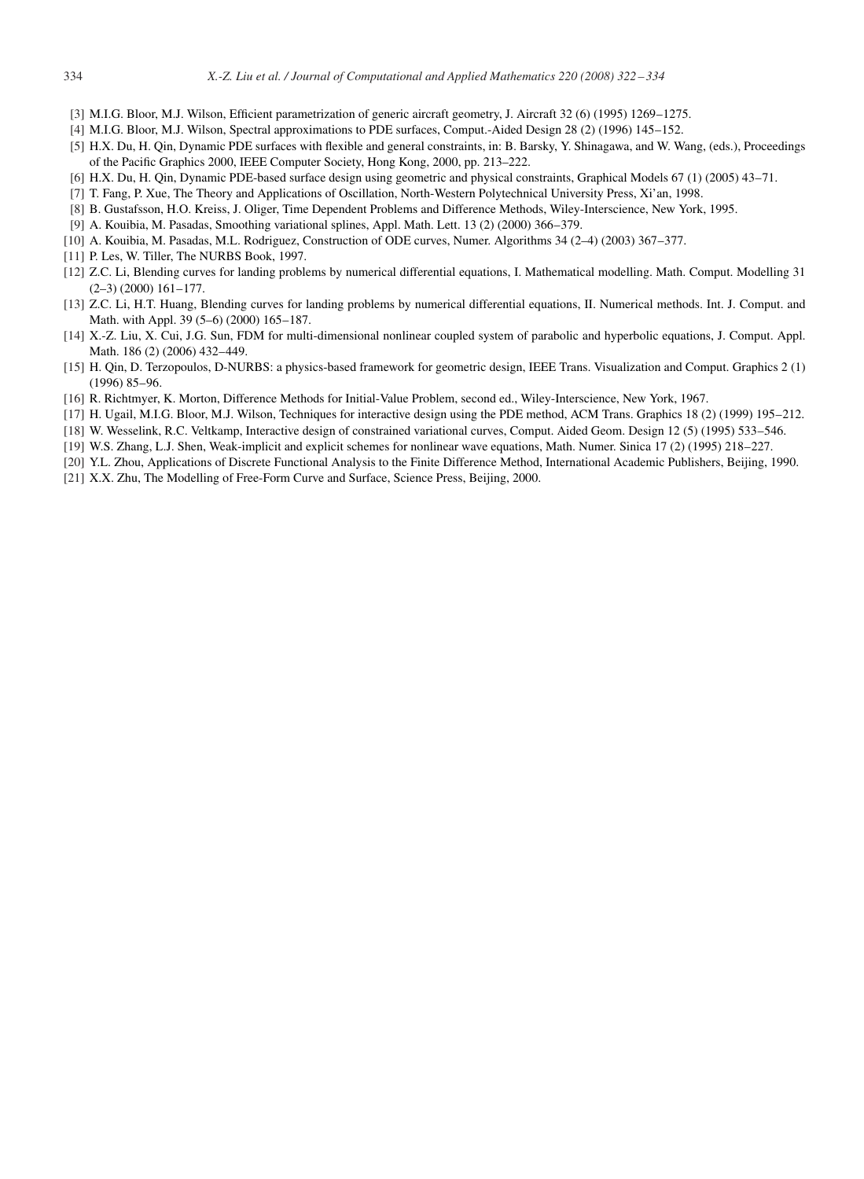[3] M.I.G. Bloor, M.J. Wilson, Efficient parametrization of generic aircraft geometry, J. Aircraft 32 (6) (1995) 1269–1275.

[4] M.I.G. Bloor, M.J. Wilson, Spectral approximations to PDE surfaces, Comput.-Aided Design 28 (2) (1996) 145–152.

[5] H.X. Du, H. Qin, Dynamic PDE surfaces with flexible and general constraints, in: B. Barsky, Y. Shinagawa, and W. Wang, (eds.), Proceedings of the Pacific Graphics 2000, IEEE Computer Society, Hong Kong, 2000, pp. 213–222.

[6] H.X. Du, H. Qin, Dynamic PDE-based surface design using geometric and physical constraints, Graphical Models 67 (1) (2005) 43–71.

[7] T. Fang, P. Xue, The Theory and Applications of Oscillation, North-Western Polytechnical University Press, Xi'an, 1998.

[8] B. Gustafsson, H.O. Kreiss, J. Oliger, Time Dependent Problems and Difference Methods, Wiley-Interscience, New York, 1995.

[9] A. Kouibia, M. Pasadas, Smoothing variational splines, Appl. Math. Lett. 13 (2) (2000) 366–379.

[10] A. Kouibia, M. Pasadas, M.L. Rodriguez, Construction of ODE curves, Numer. Algorithms 34 (2–4) (2003) 367–377.

[11] P. Les, W. Tiller, The NURBS Book, 1997.

[12] Z.C. Li, Blending curves for landing problems by numerical differential equations, I. Mathematical modelling. Math. Comput. Modelling 31 (2–3) (2000) 161–177.

[13] Z.C. Li, H.T. Huang, Blending curves for landing problems by numerical differential equations, II. Numerical methods. Int. J. Comput. and Math. with Appl. 39 (5–6) (2000) 165–187.

[14] X.-Z. Liu, X. Cui, J.G. Sun, FDM for multi-dimensional nonlinear coupled system of parabolic and hyperbolic equations, J. Comput. Appl. Math. 186 (2) (2006) 432–449.

[15] H. Qin, D. Terzopoulos, D-NURBS: a physics-based framework for geometric design, IEEE Trans. Visualization and Comput. Graphics 2 (1) (1996) 85–96.

[16] R. Richtmyer, K. Morton, Difference Methods for Initial-Value Problem, second ed., Wiley-Interscience, New York, 1967.

[17] H. Ugail, M.I.G. Bloor, M.J. Wilson, Techniques for interactive design using the PDE method, ACM Trans. Graphics 18 (2) (1999) 195–212.

[18] W. Wesselink, R.C. Veltkamp, Interactive design of constrained variational curves, Comput. Aided Geom. Design 12 (5) (1995) 533–546.

[19] W.S. Zhang, L.J. Shen, Weak-implicit and explicit schemes for nonlinear wave equations, Math. Numer. Sinica 17 (2) (1995) 218–227.

[20] Y.L. Zhou, Applications of Discrete Functional Analysis to the Finite Difference Method, International Academic Publishers, Beijing, 1990.

[21] X.X. Zhu, The Modelling of Free-Form Curve and Surface, Science Press, Beijing, 2000.